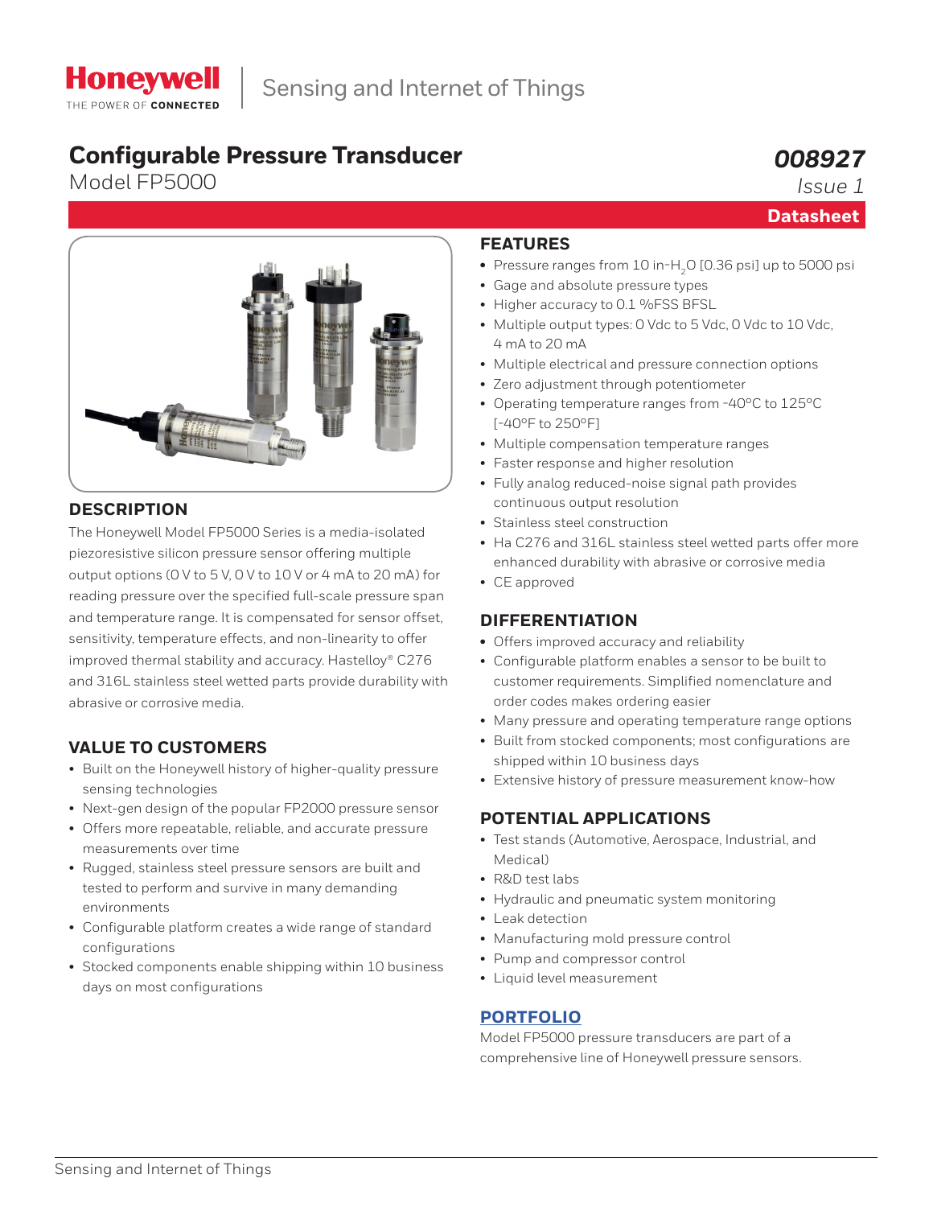Honeywell
THE POWER OF CONNECTED

Sensing and Internet of Things

# Configurable Pressure Transducer

Model FP5000

*008927*
*Issue 1*

**Datasheet**

## DESCRIPTION

The Honeywell Model FP5000 Series is a media-isolated piezoresistive silicon pressure sensor offering multiple output options (0 V to 5 V, 0 V to 10 V or 4 mA to 20 mA) for reading pressure over the specified full-scale pressure span and temperature range. It is compensated for sensor offset, sensitivity, temperature effects, and non-linearity to offer improved thermal stability and accuracy. Hastelloy® C276 and 316L stainless steel wetted parts provide durability with abrasive or corrosive media.

## VALUE TO CUSTOMERS

- Built on the Honeywell history of higher-quality pressure sensing technologies
- Next-gen design of the popular FP2000 pressure sensor
- Offers more repeatable, reliable, and accurate pressure measurements over time
- Rugged, stainless steel pressure sensors are built and tested to perform and survive in many demanding environments
- Configurable platform creates a wide range of standard configurations
- Stocked components enable shipping within 10 business days on most configurations

## FEATURES

- Pressure ranges from 10 in-$H_2O$ [0.36 psi] up to 5000 psi
- Gage and absolute pressure types
- Higher accuracy to 0.1 %FSS BFSL
- Multiple output types: 0 Vdc to 5 Vdc, 0 Vdc to 10 Vdc, 4 mA to 20 mA
- Multiple electrical and pressure connection options
- Zero adjustment through potentiometer
- Operating temperature ranges from -40°C to 125°C [-40°F to 250°F]
- Multiple compensation temperature ranges
- Faster response and higher resolution
- Fully analog reduced-noise signal path provides continuous output resolution
- Stainless steel construction
- Ha C276 and 316L stainless steel wetted parts offer more enhanced durability with abrasive or corrosive media
- CE approved

## DIFFERENTIATION

- Offers improved accuracy and reliability
- Configurable platform enables a sensor to be built to customer requirements. Simplified nomenclature and order codes makes ordering easier
- Many pressure and operating temperature range options
- Built from stocked components; most configurations are shipped within 10 business days
- Extensive history of pressure measurement know-how

## POTENTIAL APPLICATIONS

- Test stands (Automotive, Aerospace, Industrial, and Medical)
- R&D test labs
- Hydraulic and pneumatic system monitoring
- Leak detection
- Manufacturing mold pressure control
- Pump and compressor control
- Liquid level measurement

## PORTFOLIO

Model FP5000 pressure transducers are part of a comprehensive line of Honeywell pressure sensors.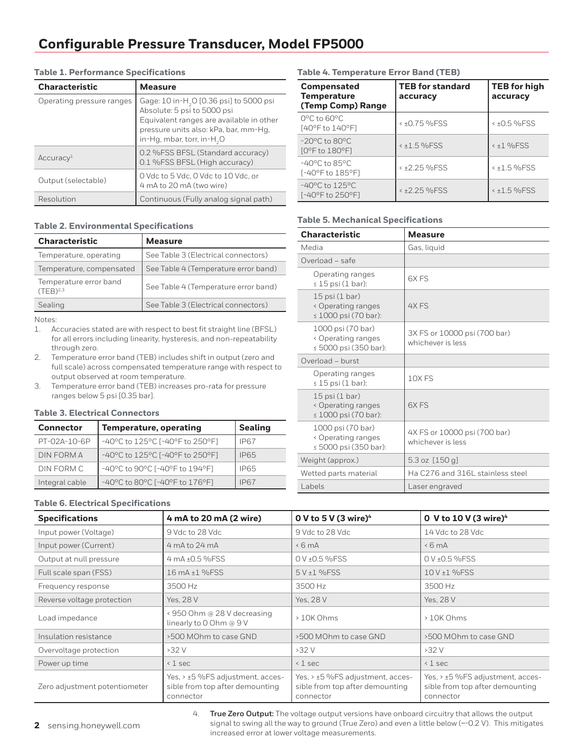# Configurable Pressure Transducer, Model FP5000

**Table 1. Performance Specifications**

| Characteristic | Measure |
|---|---|
| Operating pressure ranges | Gage: 10 in-$H_2O$ [0.36 psi] to 5000 psi<br>Absolute: 5 psi to 5000 psi<br>Equivalent ranges are available in other pressure units also: kPa, bar, mm-Hg, in-Hg, mbar, torr, in-$H_2O$ |
| Accuracy[1] | 0.2 %FSS BFSL (Standard accuracy)<br>0.1 %FSS BFSL (High accuracy) |
| Output (selectable) | 0 Vdc to 5 Vdc, 0 Vdc to 10 Vdc, or 4 mA to 20 mA (two wire) |
| Resolution | Continuous (Fully analog signal path) |

**Table 2. Environmental Specifications**

| Characteristic | Measure |
|---|---|
| Temperature, operating | See Table 3 (Electrical connectors) |
| Temperature, compensated | See Table 4 (Temperature error band) |
| Temperature error band (TEB)[2,3] | See Table 4 (Temperature error band) |
| Sealing | See Table 3 (Electrical connectors) |

Notes:

1. Accuracies stated are with respect to best fit straight line (BFSL) for all errors including linearity, hysteresis, and non-repeatability through zero.
2. Temperature error band (TEB) includes shift in output (zero and full scale) across compensated temperature range with respect to output observed at room temperature.
3. Temperature error band (TEB) increases pro-rata for pressure ranges below 5 psi [0.35 bar].

**Table 3. Electrical Connectors**

| Connector | Temperature, operating | Sealing |
|---|---|---|
| PT-02A-10-6P | -40°C to 125°C [-40°F to 250°F] | IP67 |
| DIN FORM A | -40°C to 125°C [-40°F to 250°F] | IP65 |
| DIN FORM C | -40°C to 90°C [-40°F to 194°F] | IP65 |
| Integral cable | -40°C to 80°C [-40°F to 176°F] | IP67 |

**Table 4. Temperature Error Band (TEB)**

| Compensated Temperature (Temp Comp) Range | TEB for standard accuracy | TEB for high accuracy |
|---|---|---|
| 0°C to 60°C [40°F to 140°F] | < ±0.75 %FSS | < ±0.5 %FSS |
| -20°C to 80°C [0°F to 180°F] | < ±1.5 %FSS | < ±1 %FSS |
| -40°C to 85°C [-40°F to 185°F] | < ±2.25 %FSS | < ±1.5 %FSS |
| -40°C to 125°C [-40°F to 250°F] | < ±2.25 %FSS | < ±1.5 %FSS |

**Table 5. Mechanical Specifications**

| Characteristic | Measure |
|---|---|
| Media | Gas, liquid |
| Overload – safe | |
| Operating ranges ≤ 15 psi (1 bar): | 6X FS |
| 15 psi (1 bar) < Operating ranges ≤ 1000 psi (70 bar): | 4X FS |
| 1000 psi (70 bar) < Operating ranges ≤ 5000 psi (350 bar): | 3X FS or 10000 psi (700 bar) whichever is less |
| Overload – burst | |
| Operating ranges ≤ 15 psi (1 bar): | 10X FS |
| 15 psi (1 bar) < Operating ranges ≤ 1000 psi (70 bar): | 6X FS |
| 1000 psi (70 bar) < Operating ranges ≤ 5000 psi (350 bar): | 4X FS or 10000 psi (700 bar) whichever is less |
| Weight (approx.) | 5.3 oz [150 g] |
| Wetted parts material | Ha C276 and 316L stainless steel |
| Labels | Laser engraved |

**Table 6. Electrical Specifications**

| Specifications | 4 mA to 20 mA (2 wire) | 0 V to 5 V (3 wire)[4] | 0 V to 10 V (3 wire)[4] |
|---|---|---|---|
| Input power (Voltage) | 9 Vdc to 28 Vdc | 9 Vdc to 28 Vdc | 14 Vdc to 28 Vdc |
| Input power (Current) | 4 mA to 24 mA | < 6 mA | < 6 mA |
| Output at null pressure | 4 mA ±0.5 %FSS | 0 V ±0.5 %FSS | 0 V ±0.5 %FSS |
| Full scale span (FSS) | 16 mA ±1 %FSS | 5 V ±1 %FSS | 10 V ±1 %FSS |
| Frequency response | 3500 Hz | 3500 Hz | 3500 Hz |
| Reverse voltage protection | Yes, 28 V | Yes, 28 V | Yes, 28 V |
| Load impedance | < 950 Ohm @ 28 V decreasing linearly to 0 Ohm @ 9 V | > 10K Ohms | > 10K Ohms |
| Insulation resistance | >500 MOhm to case GND | >500 MOhm to case GND | >500 MOhm to case GND |
| Overvoltage protection | >32 V | >32 V | >32 V |
| Power up time | < 1 sec | < 1 sec | < 1 sec |
| Zero adjustment potentiometer | Yes, > ±5 %FS adjustment, accessible from top after demounting connector | Yes, > ±5 %FS adjustment, accessible from top after demounting connector | Yes, > ±5 %FS adjustment, accessible from top after demounting connector |

4. **True Zero Output:** The voltage output versions have onboard circuitry that allows the output signal to swing all the way to ground (True Zero) and even a little below (~-0.2 V). This mitigates increased error at lower voltage measurements.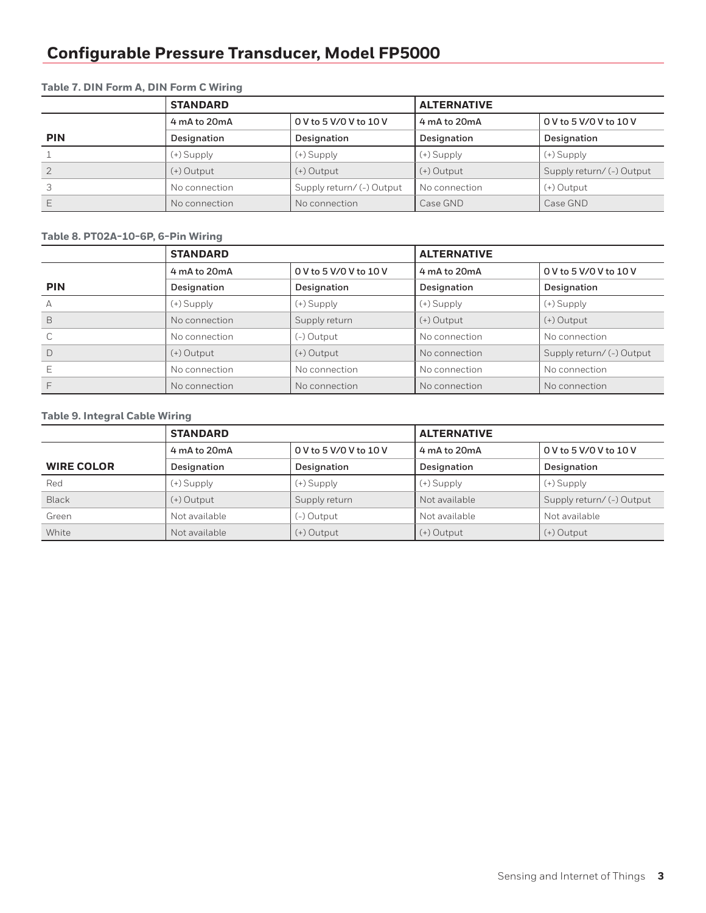# Configurable Pressure Transducer, Model FP5000

**Table 7. DIN Form A, DIN Form C Wiring**

| | STANDARD | | ALTERNATIVE | |
|---|---|---|---|---|
| | 4 mA to 20mA | 0 V to 5 V/0 V to 10 V | 4 mA to 20mA | 0 V to 5 V/0 V to 10 V |
| **PIN** | Designation | Designation | Designation | Designation |
| 1 | (+) Supply | (+) Supply | (+) Supply | (+) Supply |
| 2 | (+) Output | (+) Output | (+) Output | Supply return/ (-) Output |
| 3 | No connection | Supply return/ (-) Output | No connection | (+) Output |
| E | No connection | No connection | Case GND | Case GND |

**Table 8. PT02A-10-6P, 6-Pin Wiring**

| | STANDARD | | ALTERNATIVE | |
|---|---|---|---|---|
| | 4 mA to 20mA | 0 V to 5 V/0 V to 10 V | 4 mA to 20mA | 0 V to 5 V/0 V to 10 V |
| **PIN** | Designation | Designation | Designation | Designation |
| A | (+) Supply | (+) Supply | (+) Supply | (+) Supply |
| B | No connection | Supply return | (+) Output | (+) Output |
| C | No connection | (-) Output | No connection | No connection |
| D | (+) Output | (+) Output | No connection | Supply return/ (-) Output |
| E | No connection | No connection | No connection | No connection |
| F | No connection | No connection | No connection | No connection |

**Table 9. Integral Cable Wiring**

| | STANDARD | | ALTERNATIVE | |
|---|---|---|---|---|
| | 4 mA to 20mA | 0 V to 5 V/0 V to 10 V | 4 mA to 20mA | 0 V to 5 V/0 V to 10 V |
| **WIRE COLOR** | Designation | Designation | Designation | Designation |
| Red | (+) Supply | (+) Supply | (+) Supply | (+) Supply |
| Black | (+) Output | Supply return | Not available | Supply return/ (-) Output |
| Green | Not available | (-) Output | Not available | Not available |
| White | Not available | (+) Output | (+) Output | (+) Output |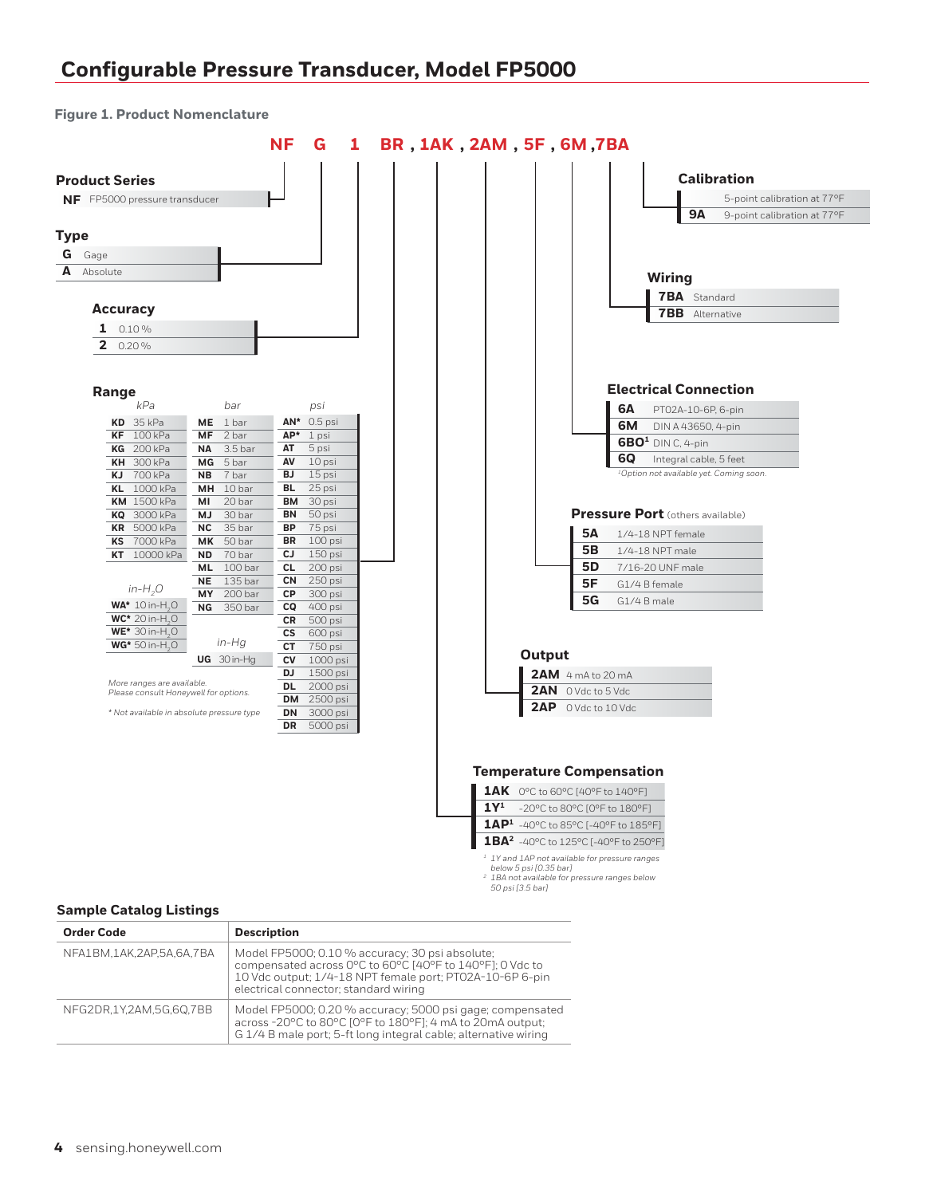# Configurable Pressure Transducer, Model FP5000

**Figure 1. Product Nomenclature**

**NF G 1 BR , 1AK , 2AM , 5F , 6M ,7BA**

### Product Series

| Code | Description |
|---|---|
| **NF** | FP5000 pressure transducer |

### Type

| Code | Description |
|---|---|
| **G** | Gage |
| **A** | Absolute |

### Accuracy

| Code | Description |
|---|---|
| **1** | 0.10 % |
| **2** | 0.20 % |

### Range

| kPa | | bar | | psi | |
|---|---|---|---|---|---|
| **KD** | 35 kPa | **ME** | 1 bar | **AN*** | 0.5 psi |
| **KF** | 100 kPa | **MF** | 2 bar | **AP*** | 1 psi |
| **KG** | 200 kPa | **NA** | 3.5 bar | **AT** | 5 psi |
| **KH** | 300 kPa | **MG** | 5 bar | **AV** | 10 psi |
| **KJ** | 700 kPa | **NB** | 7 bar | **BJ** | 15 psi |
| **KL** | 1000 kPa | **MH** | 10 bar | **BL** | 25 psi |
| **KM** | 1500 kPa | **MI** | 20 bar | **BM** | 30 psi |
| **KQ** | 3000 kPa | **MJ** | 30 bar | **BN** | 50 psi |
| **KR** | 5000 kPa | **NC** | 35 bar | **BP** | 75 psi |
| **KS** | 7000 kPa | **MK** | 50 bar | **BR** | 100 psi |
| **KT** | 10000 kPa | **ND** | 70 bar | **CJ** | 150 psi |
| | | **ML** | 100 bar | **CL** | 200 psi |
| *in-$H_2O$* | | **NE** | 135 bar | **CN** | 250 psi |
| | | **MY** | 200 bar | **CP** | 300 psi |
| **WA*** | 10 in-$H_2O$ | **NG** | 350 bar | **CQ** | 400 psi |
| **WC*** | 20 in-$H_2O$ | | | **CR** | 500 psi |
| **WE*** | 30 in-$H_2O$ | | | **CS** | 600 psi |
| **WG*** | 50 in-$H_2O$ | *in-Hg* | | **CT** | 750 psi |
| | | **UG** | 30 in-Hg | **CV** | 1000 psi |
| | | | | **DJ** | 1500 psi |
| | | | | **DL** | 2000 psi |
| | | | | **DM** | 2500 psi |
| | | | | **DN** | 3000 psi |
| | | | | **DR** | 5000 psi |

*More ranges are available. Please consult Honeywell for options.*

*\* Not available in absolute pressure type*

### Temperature Compensation

| Code | Description |
|---|---|
| **1AK** | 0°C to 60°C [40°F to 140°F] |
| **1Y**[1] | -20°C to 80°C [0°F to 180°F] |
| **1AP**[1] | -40°C to 85°C [-40°F to 185°F] |
| **1BA**[2] | -40°C to 125°C [-40°F to 250°F] |

[1] 1Y and 1AP not available for pressure ranges below 5 psi [0.35 bar]

[2] 1BA not available for pressure ranges below 50 psi [3.5 bar]

### Output

| Code | Description |
|---|---|
| **2AM** | 4 mA to 20 mA |
| **2AN** | 0 Vdc to 5 Vdc |
| **2AP** | 0 Vdc to 10 Vdc |

### Pressure Port (others available)

| Code | Description |
|---|---|
| **5A** | 1/4-18 NPT female |
| **5B** | 1/4-18 NPT male |
| **5D** | 7/16-20 UNF male |
| **5F** | G1/4 B female |
| **5G** | G1/4 B male |

### Electrical Connection

| Code | Description |
|---|---|
| **6A** | PT02A-10-6P, 6-pin |
| **6M** | DIN A 43650, 4-pin |
| **6BO**[1] | DIN C, 4-pin |
| **6Q** | Integral cable, 5 feet |

[1] Option not available yet. Coming soon.

### Wiring

| Code | Description |
|---|---|
| **7BA** | Standard |
| **7BB** | Alternative |

### Calibration

| Code | Description |
|---|---|
| | 5-point calibration at 77°F |
| **9A** | 9-point calibration at 77°F |

## Sample Catalog Listings

| Order Code | Description |
|---|---|
| NFA1BM,1AK,2AP,5A,6A,7BA | Model FP5000; 0.10 % accuracy; 30 psi absolute; compensated across 0°C to 60°C [40°F to 140°F]; 0 Vdc to 10 Vdc output; 1/4-18 NPT female port; PT02A-10-6P 6-pin electrical connector; standard wiring |
| NFG2DR,1Y,2AM,5G,6Q,7BB | Model FP5000; 0.20 % accuracy; 5000 psi gage; compensated across -20°C to 80°C [0°F to 180°F]; 4 mA to 20mA output; G 1/4 B male port; 5-ft long integral cable; alternative wiring |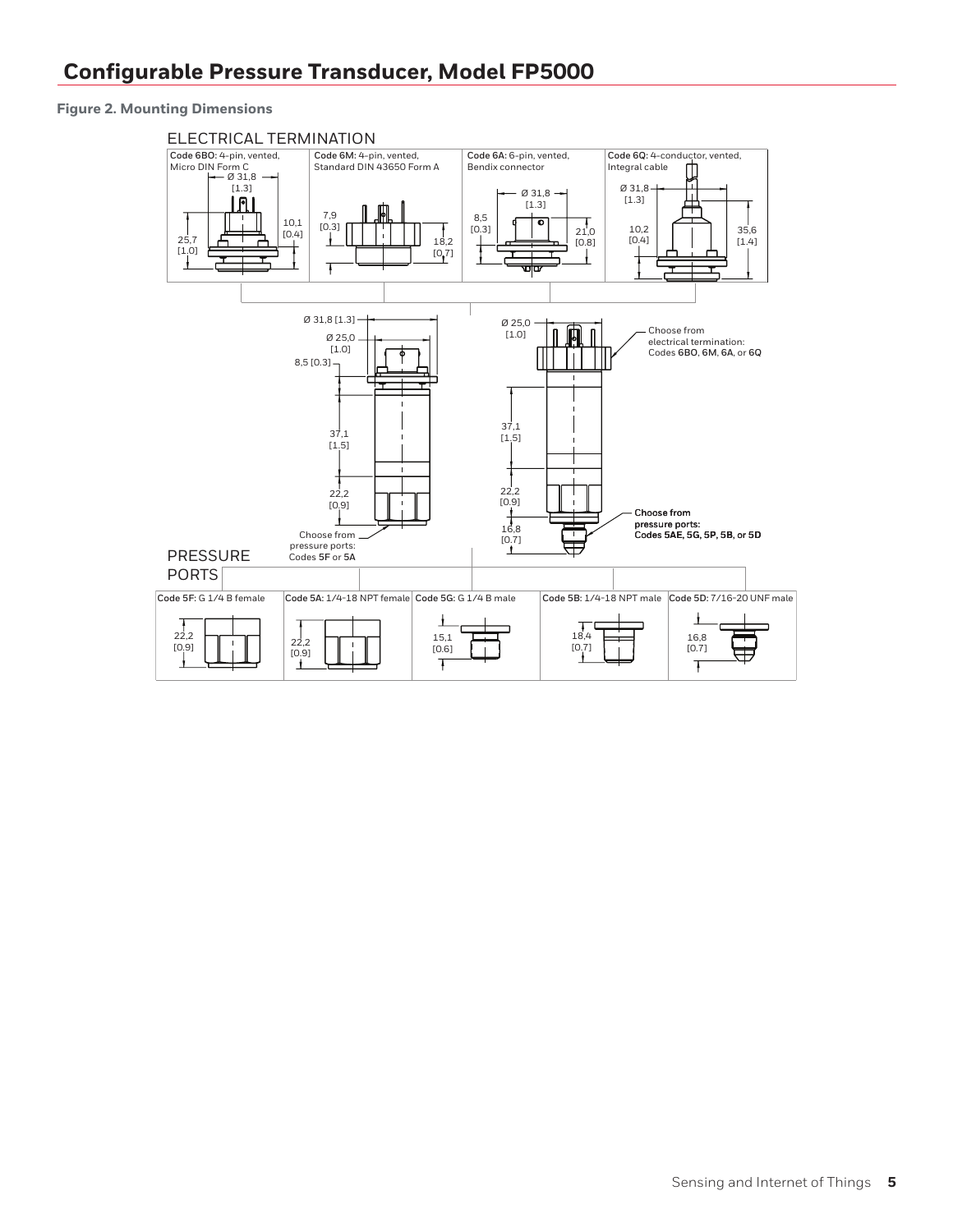## Configurable Pressure Transducer, Model FP5000

**Figure 2. Mounting Dimensions**

ELECTRICAL TERMINATION

**Code 6BO:** 4-pin, vented, Micro DIN Form C

Ø 31,8 [1.3]

25,7 [1.0]

10,1 [0.4]

**Code 6M:** 4-pin, vented, Standard DIN 43650 Form A

7,9 [0.3]

18,2 [0.7]

**Code 6A:** 6-pin, vented, Bendix connector

Ø 31,8 [1.3]

8,5 [0.3]

21,0 [0.8]

**Code 6Q:** 4-conductor, vented, Integral cable

Ø 31,8 [1.3]

10,2 [0.4]

35,6 [1.4]

Ø 31,8 [1.3]

Ø 25,0 [1.0]

8,5 [0.3]

37,1 [1.5]

22,2 [0.9]

Choose from pressure ports: Codes **5F** or **5A**

Ø 25,0 [1.0]

Choose from electrical termination: Codes **6BO**, **6M**, **6A**, or **6Q**

37,1 [1.5]

22,2 [0.9]

16,8 [0.7]

**Choose from pressure ports: Codes 5AE, 5G, 5P, 5B, or 5D**

PRESSURE PORTS

**Code 5F:** G 1/4 B female — 22,2 [0.9]

**Code 5A:** 1/4-18 NPT female — 22,2 [0.9]

**Code 5G:** G 1/4 B male — 15,1 [0.6]

**Code 5B:** 1/4-18 NPT male — 18,4 [0.7]

**Code 5D:** 7/16-20 UNF male — 16,8 [0.7]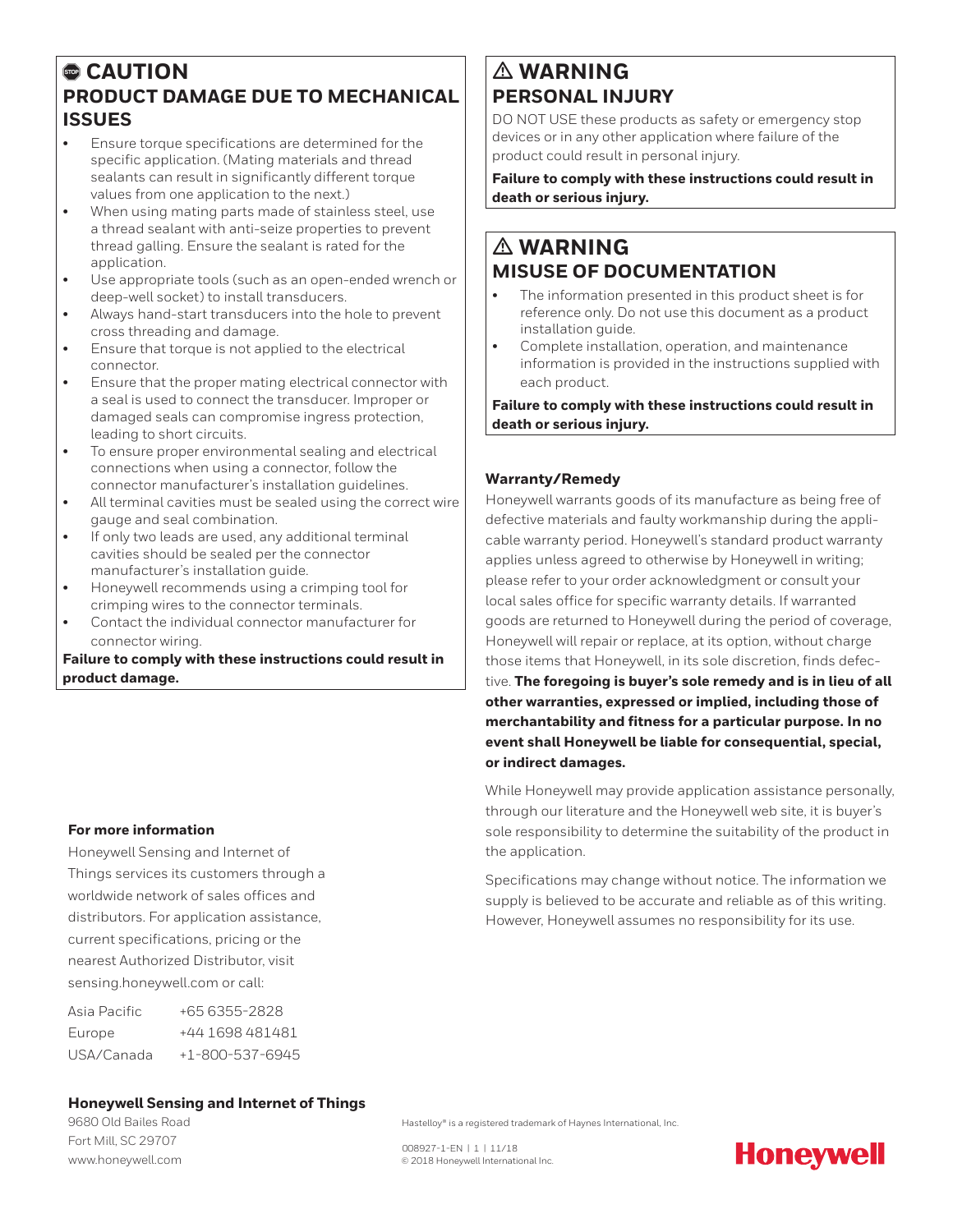## CAUTION
## PRODUCT DAMAGE DUE TO MECHANICAL ISSUES

- Ensure torque specifications are determined for the specific application. (Mating materials and thread sealants can result in significantly different torque values from one application to the next.)
- When using mating parts made of stainless steel, use a thread sealant with anti-seize properties to prevent thread galling. Ensure the sealant is rated for the application.
- Use appropriate tools (such as an open-ended wrench or deep-well socket) to install transducers.
- Always hand-start transducers into the hole to prevent cross threading and damage.
- Ensure that torque is not applied to the electrical connector.
- Ensure that the proper mating electrical connector with a seal is used to connect the transducer. Improper or damaged seals can compromise ingress protection, leading to short circuits.
- To ensure proper environmental sealing and electrical connections when using a connector, follow the connector manufacturer's installation guidelines.
- All terminal cavities must be sealed using the correct wire gauge and seal combination.
- If only two leads are used, any additional terminal cavities should be sealed per the connector manufacturer's installation guide.
- Honeywell recommends using a crimping tool for crimping wires to the connector terminals.
- Contact the individual connector manufacturer for connector wiring.

**Failure to comply with these instructions could result in product damage.**

## ⚠ WARNING
## PERSONAL INJURY

DO NOT USE these products as safety or emergency stop devices or in any other application where failure of the product could result in personal injury.

**Failure to comply with these instructions could result in death or serious injury.**

## ⚠ WARNING
## MISUSE OF DOCUMENTATION

- The information presented in this product sheet is for reference only. Do not use this document as a product installation guide.
- Complete installation, operation, and maintenance information is provided in the instructions supplied with each product.

**Failure to comply with these instructions could result in death or serious injury.**

### Warranty/Remedy

Honeywell warrants goods of its manufacture as being free of defective materials and faulty workmanship during the applicable warranty period. Honeywell's standard product warranty applies unless agreed to otherwise by Honeywell in writing; please refer to your order acknowledgment or consult your local sales office for specific warranty details. If warranted goods are returned to Honeywell during the period of coverage, Honeywell will repair or replace, at its option, without charge those items that Honeywell, in its sole discretion, finds defective. **The foregoing is buyer's sole remedy and is in lieu of all other warranties, expressed or implied, including those of merchantability and fitness for a particular purpose. In no event shall Honeywell be liable for consequential, special, or indirect damages.**

While Honeywell may provide application assistance personally, through our literature and the Honeywell web site, it is buyer's sole responsibility to determine the suitability of the product in the application.

Specifications may change without notice. The information we supply is believed to be accurate and reliable as of this writing. However, Honeywell assumes no responsibility for its use.

### For more information

Honeywell Sensing and Internet of Things services its customers through a worldwide network of sales offices and distributors. For application assistance, current specifications, pricing or the nearest Authorized Distributor, visit sensing.honeywell.com or call:

| | |
|---|---|
| Asia Pacific | +65 6355-2828 |
| Europe | +44 1698 481481 |
| USA/Canada | +1-800-537-6945 |

**Honeywell Sensing and Internet of Things**

9680 Old Bailes Road
Fort Mill, SC 29707
www.honeywell.com

Hastelloy® is a registered trademark of Haynes International, Inc.

008927-1-EN | 1 | 11/18
© 2018 Honeywell International Inc.

Honeywell